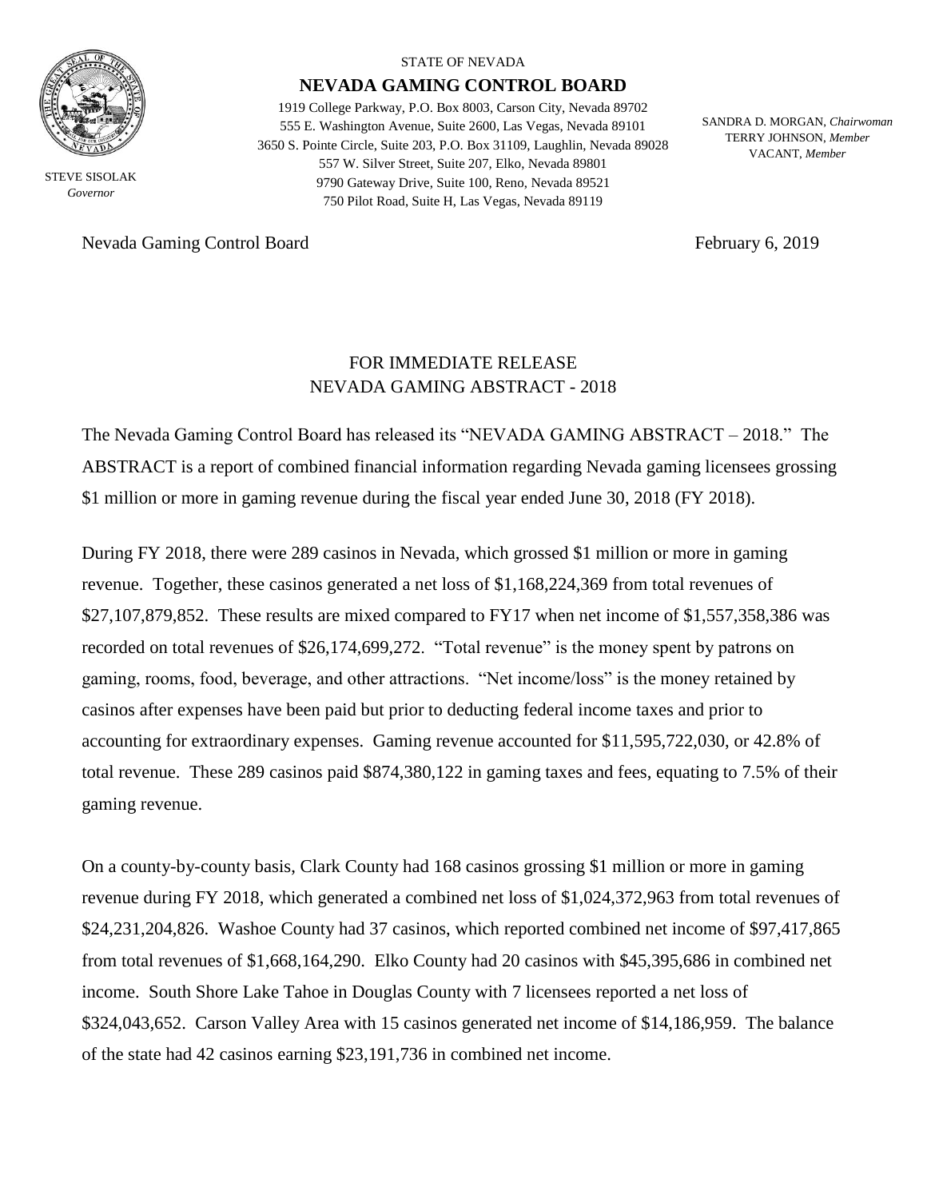STATE OF NEVADA

**NEVADA GAMING CONTROL BOARD**

1919 College Parkway, P.O. Box 8003, Carson City, Nevada 89702
555 E. Washington Avenue, Suite 2600, Las Vegas, Nevada 89101
3650 S. Pointe Circle, Suite 203, P.O. Box 31109, Laughlin, Nevada 89028
557 W. Silver Street, Suite 207, Elko, Nevada 89801
9790 Gateway Drive, Suite 100, Reno, Nevada 89521
750 Pilot Road, Suite H, Las Vegas, Nevada 89119

STEVE SISOLAK
*Governor*

SANDRA D. MORGAN, *Chairwoman*
TERRY JOHNSON, *Member*
VACANT, *Member*

Nevada Gaming Control Board February 6, 2019

FOR IMMEDIATE RELEASE
NEVADA GAMING ABSTRACT - 2018

The Nevada Gaming Control Board has released its "NEVADA GAMING ABSTRACT – 2018." The ABSTRACT is a report of combined financial information regarding Nevada gaming licensees grossing $1 million or more in gaming revenue during the fiscal year ended June 30, 2018 (FY 2018).

During FY 2018, there were 289 casinos in Nevada, which grossed $1 million or more in gaming revenue. Together, these casinos generated a net loss of $1,168,224,369 from total revenues of $27,107,879,852. These results are mixed compared to FY17 when net income of $1,557,358,386 was recorded on total revenues of $26,174,699,272. "Total revenue" is the money spent by patrons on gaming, rooms, food, beverage, and other attractions. "Net income/loss" is the money retained by casinos after expenses have been paid but prior to deducting federal income taxes and prior to accounting for extraordinary expenses. Gaming revenue accounted for $11,595,722,030, or 42.8% of total revenue. These 289 casinos paid $874,380,122 in gaming taxes and fees, equating to 7.5% of their gaming revenue.

On a county-by-county basis, Clark County had 168 casinos grossing $1 million or more in gaming revenue during FY 2018, which generated a combined net loss of $1,024,372,963 from total revenues of $24,231,204,826. Washoe County had 37 casinos, which reported combined net income of $97,417,865 from total revenues of $1,668,164,290. Elko County had 20 casinos with $45,395,686 in combined net income. South Shore Lake Tahoe in Douglas County with 7 licensees reported a net loss of $324,043,652. Carson Valley Area with 15 casinos generated net income of $14,186,959. The balance of the state had 42 casinos earning $23,191,736 in combined net income.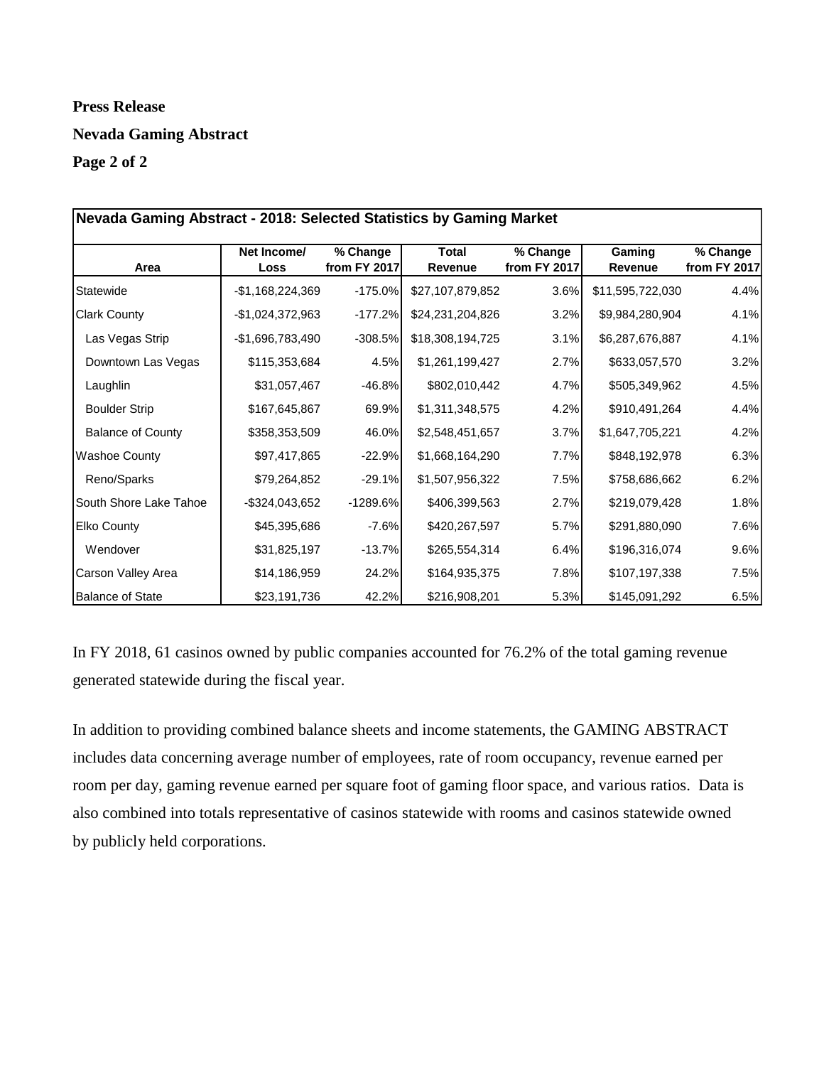**Press Release**

**Nevada Gaming Abstract**

| Nevada Gaming Abstract - 2018: Selected Statistics by Gaming Market | | | | | | |
|---|---|---|---|---|---|---|
| **Area** | **Net Income/ Loss** | **% Change from FY 2017** | **Total Revenue** | **% Change from FY 2017** | **Gaming Revenue** | **% Change from FY 2017** |
| Statewide | -$1,168,224,369 | -175.0% | $27,107,879,852 | 3.6% | $11,595,722,030 | 4.4% |
| Clark County | -$1,024,372,963 | -177.2% | $24,231,204,826 | 3.2% | $9,984,280,904 | 4.1% |
| Las Vegas Strip | -$1,696,783,490 | -308.5% | $18,308,194,725 | 3.1% | $6,287,676,887 | 4.1% |
| Downtown Las Vegas | $115,353,684 | 4.5% | $1,261,199,427 | 2.7% | $633,057,570 | 3.2% |
| Laughlin | $31,057,467 | -46.8% | $802,010,442 | 4.7% | $505,349,962 | 4.5% |
| Boulder Strip | $167,645,867 | 69.9% | $1,311,348,575 | 4.2% | $910,491,264 | 4.4% |
| Balance of County | $358,353,509 | 46.0% | $2,548,451,657 | 3.7% | $1,647,705,221 | 4.2% |
| Washoe County | $97,417,865 | -22.9% | $1,668,164,290 | 7.7% | $848,192,978 | 6.3% |
| Reno/Sparks | $79,264,852 | -29.1% | $1,507,956,322 | 7.5% | $758,686,662 | 6.2% |
| South Shore Lake Tahoe | -$324,043,652 | -1289.6% | $406,399,563 | 2.7% | $219,079,428 | 1.8% |
| Elko County | $45,395,686 | -7.6% | $420,267,597 | 5.7% | $291,880,090 | 7.6% |
| Wendover | $31,825,197 | -13.7% | $265,554,314 | 6.4% | $196,316,074 | 9.6% |
| Carson Valley Area | $14,186,959 | 24.2% | $164,935,375 | 7.8% | $107,197,338 | 7.5% |
| Balance of State | $23,191,736 | 42.2% | $216,908,201 | 5.3% | $145,091,292 | 6.5% |

In FY 2018, 61 casinos owned by public companies accounted for 76.2% of the total gaming revenue generated statewide during the fiscal year.

In addition to providing combined balance sheets and income statements, the GAMING ABSTRACT includes data concerning average number of employees, rate of room occupancy, revenue earned per room per day, gaming revenue earned per square foot of gaming floor space, and various ratios. Data is also combined into totals representative of casinos statewide with rooms and casinos statewide owned by publicly held corporations.